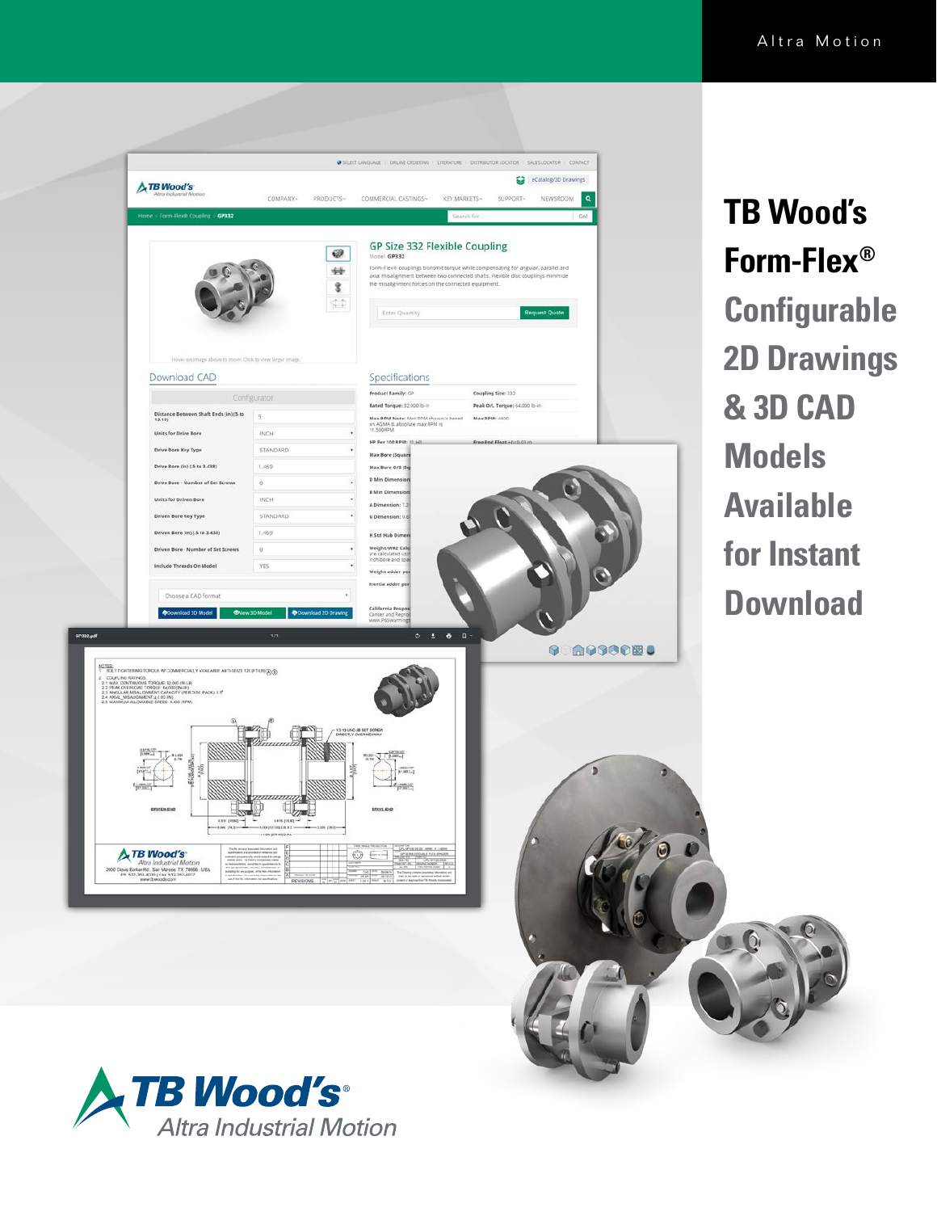Altra Motion

# TB Wood's Form-Flex® Configurable 2D Drawings & 3D CAD Models Available for Instant Download

TB Wood's®
Altra Industrial Motion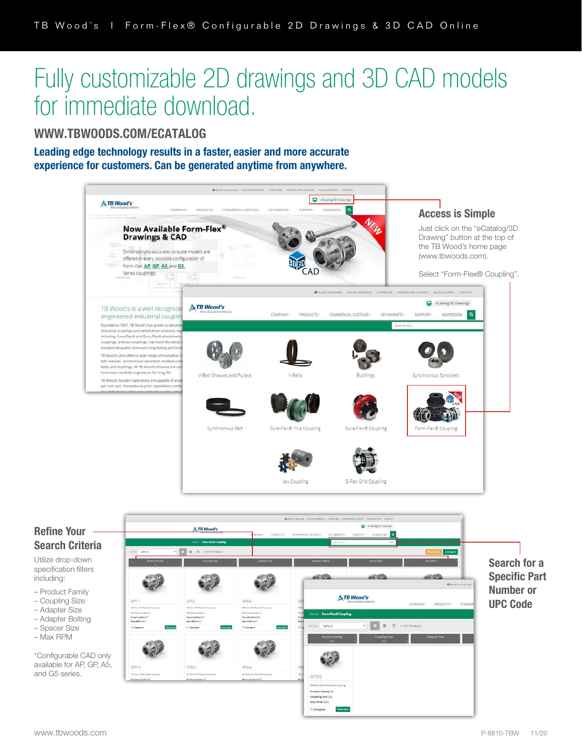# Fully customizable 2D drawings and 3D CAD models for immediate download.

## WWW.TBWOODS.COM/ECATALOG

**Leading edge technology results in a faster, easier and more accurate experience for customers. Can be generated anytime from anywhere.**

### Access is Simple

Just click on the "eCatalog/3D Drawing" button at the top of the TB Wood's home page (www.tbwoods.com).

Select "Form-Flex® Coupling".

### Refine Your Search Criteria

Utilize drop-down specification filters including:

- Product Family
- Coupling Size
- Adapter Size
- Adapter Bolting
- Spacer Size
- Max RPM

*Configurable CAD only available for AP, GP, A5, and G5 series.

### Search for a Specific Part Number or UPC Code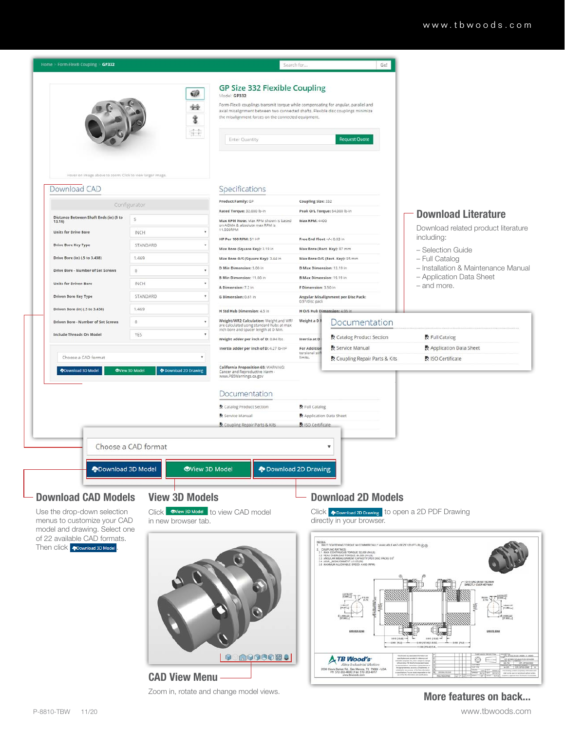## Download Literature

Download related product literature including:

- Selection Guide
- Full Catalog
- Installation & Maintenance Manual
- Application Data Sheet
- and more.

## Download CAD Models

Use the drop-down selection menus to customize your CAD model and drawing. Select one of 22 available CAD formats. Then click Download 3D Model.

## View 3D Models

Click View 3D Model to view CAD model in new browser tab.

## Download 2D Models

Click Download 2D Drawing to open a 2D PDF Drawing directly in your browser.

## CAD View Menu

Zoom in, rotate and change model views.

**More features on back...**

P-8810-TBW 11/20

www.tbwoods.com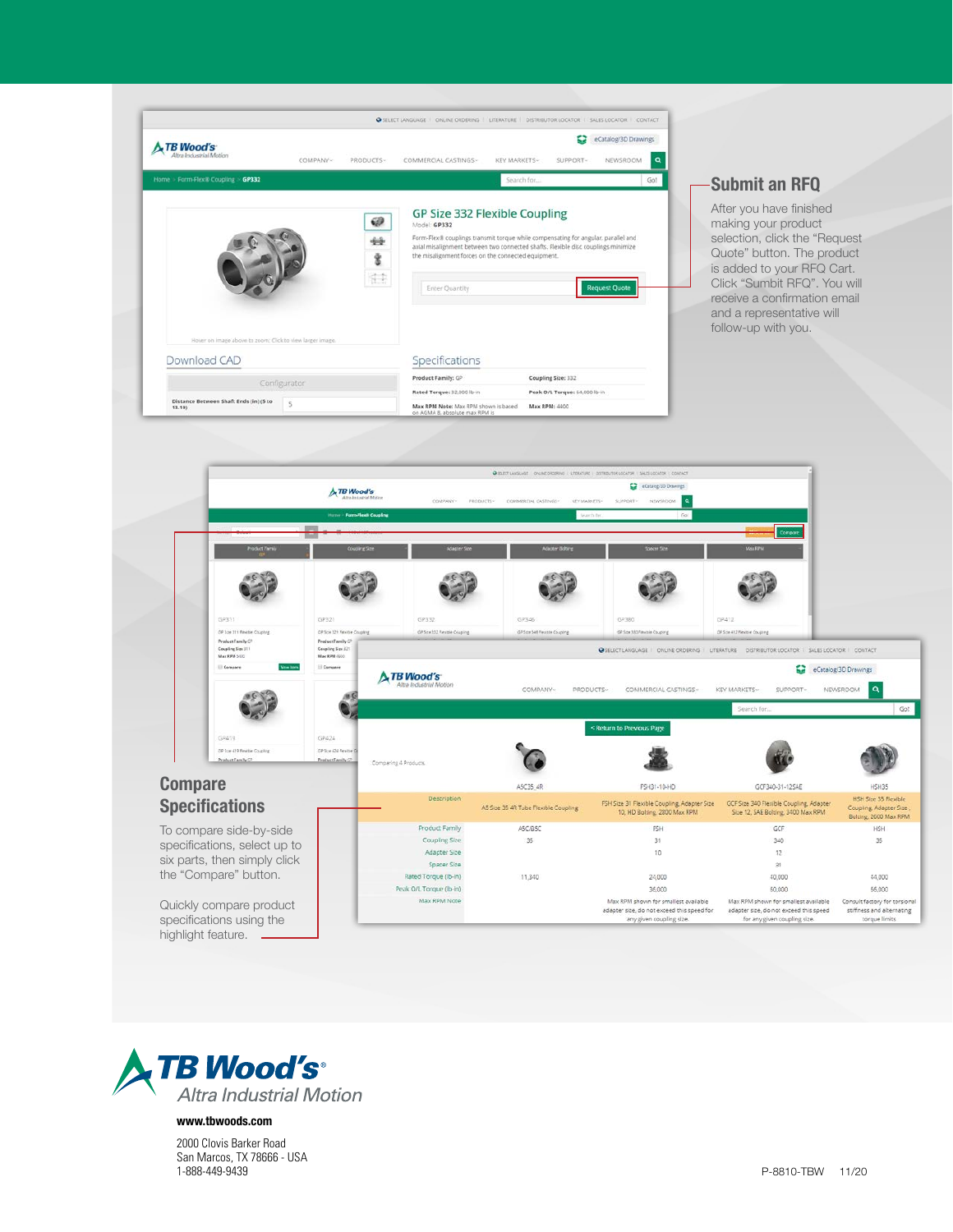## Submit an RFQ

After you have finished making your product selection, click the "Request Quote" button. The product is added to your RFQ Cart. Click "Sumbit RFQ". You will receive a confirmation email and a representative will follow-up with you.

## Compare Specifications

To compare side-by-side specifications, select up to six parts, then simply click the "Compare" button.

Quickly compare product specifications using the highlight feature.

**TB Wood's**
*Altra Industrial Motion*

**www.tbwoods.com**

2000 Clovis Barker Road
San Marcos, TX 78666 - USA
1-888-449-9439

P-8810-TBW 11/20